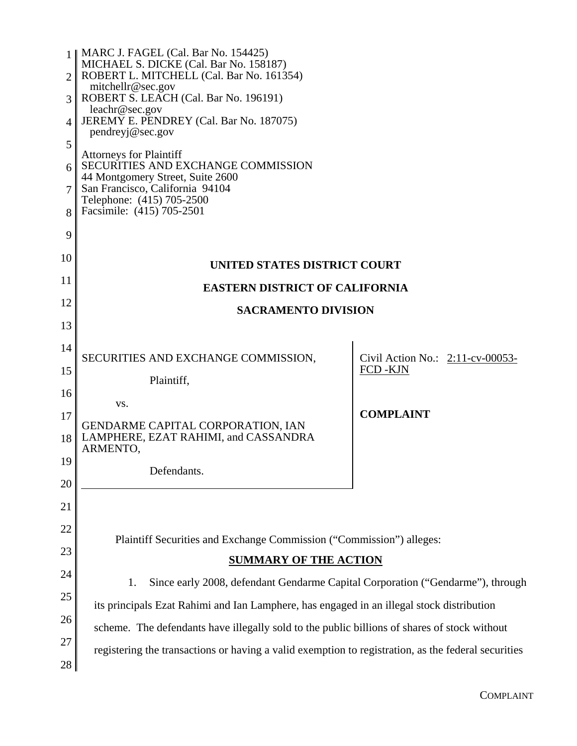MARC J. FAGEL (Cal. Bar No. 154425)
MICHAEL S. DICKE (Cal. Bar No. 158187)
ROBERT L. MITCHELL (Cal. Bar No. 161354)
mitchellr@sec.gov
ROBERT S. LEACH (Cal. Bar No. 196191)
leachr@sec.gov
JEREMY E. PENDREY (Cal. Bar No. 187075)
pendreyj@sec.gov

Attorneys for Plaintiff
SECURITIES AND EXCHANGE COMMISSION
44 Montgomery Street, Suite 2600
San Francisco, California 94104
Telephone: (415) 705-2500
Facsimile: (415) 705-2501

**UNITED STATES DISTRICT COURT**

**EASTERN DISTRICT OF CALIFORNIA**

**SACRAMENTO DIVISION**

| | |
|---|---|
| SECURITIES AND EXCHANGE COMMISSION,<br><br>Plaintiff,<br><br>vs.<br><br>GENDARME CAPITAL CORPORATION, IAN LAMPHERE, EZAT RAHIMI, and CASSANDRA ARMENTO,<br><br>Defendants. | Civil Action No.: 2:11-cv-00053-FCD -KJN<br><br>**COMPLAINT** |

Plaintiff Securities and Exchange Commission ("Commission") alleges:

## SUMMARY OF THE ACTION

1. Since early 2008, defendant Gendarme Capital Corporation ("Gendarme"), through its principals Ezat Rahimi and Ian Lamphere, has engaged in an illegal stock distribution scheme. The defendants have illegally sold to the public billions of shares of stock without registering the transactions or having a valid exemption to registration, as the federal securities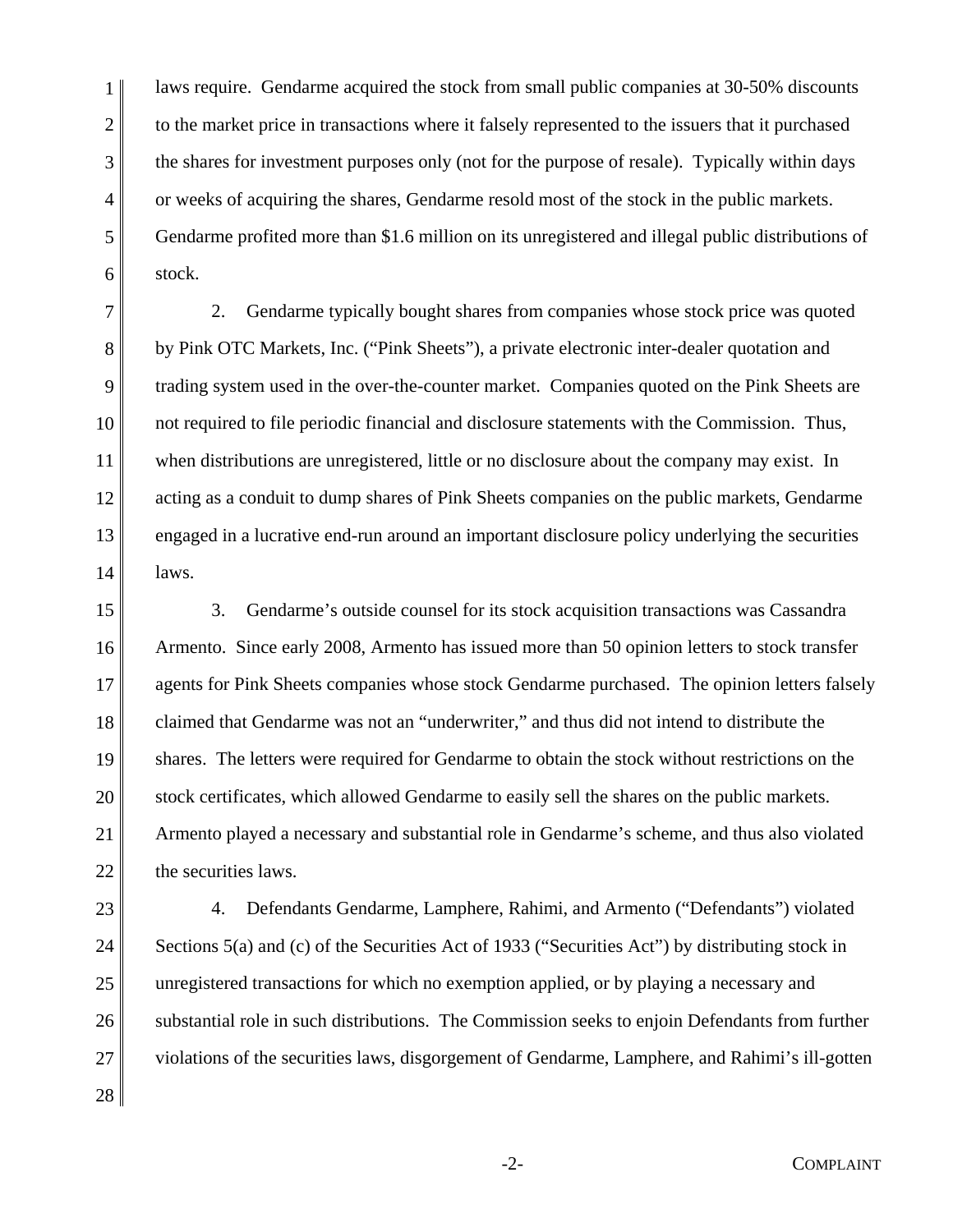laws require. Gendarme acquired the stock from small public companies at 30-50% discounts to the market price in transactions where it falsely represented to the issuers that it purchased the shares for investment purposes only (not for the purpose of resale). Typically within days or weeks of acquiring the shares, Gendarme resold most of the stock in the public markets. Gendarme profited more than $1.6 million on its unregistered and illegal public distributions of stock.

2. Gendarme typically bought shares from companies whose stock price was quoted by Pink OTC Markets, Inc. ("Pink Sheets"), a private electronic inter-dealer quotation and trading system used in the over-the-counter market. Companies quoted on the Pink Sheets are not required to file periodic financial and disclosure statements with the Commission. Thus, when distributions are unregistered, little or no disclosure about the company may exist. In acting as a conduit to dump shares of Pink Sheets companies on the public markets, Gendarme engaged in a lucrative end-run around an important disclosure policy underlying the securities laws.

3. Gendarme's outside counsel for its stock acquisition transactions was Cassandra Armento. Since early 2008, Armento has issued more than 50 opinion letters to stock transfer agents for Pink Sheets companies whose stock Gendarme purchased. The opinion letters falsely claimed that Gendarme was not an "underwriter," and thus did not intend to distribute the shares. The letters were required for Gendarme to obtain the stock without restrictions on the stock certificates, which allowed Gendarme to easily sell the shares on the public markets. Armento played a necessary and substantial role in Gendarme's scheme, and thus also violated the securities laws.

4. Defendants Gendarme, Lamphere, Rahimi, and Armento ("Defendants") violated Sections 5(a) and (c) of the Securities Act of 1933 ("Securities Act") by distributing stock in unregistered transactions for which no exemption applied, or by playing a necessary and substantial role in such distributions. The Commission seeks to enjoin Defendants from further violations of the securities laws, disgorgement of Gendarme, Lamphere, and Rahimi's ill-gotten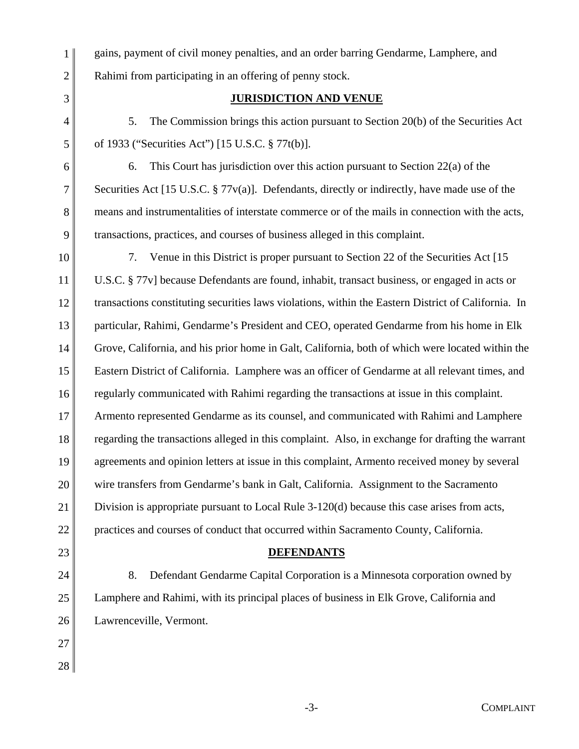gains, payment of civil money penalties, and an order barring Gendarme, Lamphere, and Rahimi from participating in an offering of penny stock.

## JURISDICTION AND VENUE

5. The Commission brings this action pursuant to Section 20(b) of the Securities Act of 1933 ("Securities Act") [15 U.S.C. § 77t(b)].

6. This Court has jurisdiction over this action pursuant to Section 22(a) of the Securities Act [15 U.S.C. § 77v(a)]. Defendants, directly or indirectly, have made use of the means and instrumentalities of interstate commerce or of the mails in connection with the acts, transactions, practices, and courses of business alleged in this complaint.

7. Venue in this District is proper pursuant to Section 22 of the Securities Act [15 U.S.C. § 77v] because Defendants are found, inhabit, transact business, or engaged in acts or transactions constituting securities laws violations, within the Eastern District of California. In particular, Rahimi, Gendarme's President and CEO, operated Gendarme from his home in Elk Grove, California, and his prior home in Galt, California, both of which were located within the Eastern District of California. Lamphere was an officer of Gendarme at all relevant times, and regularly communicated with Rahimi regarding the transactions at issue in this complaint. Armento represented Gendarme as its counsel, and communicated with Rahimi and Lamphere regarding the transactions alleged in this complaint. Also, in exchange for drafting the warrant agreements and opinion letters at issue in this complaint, Armento received money by several wire transfers from Gendarme's bank in Galt, California. Assignment to the Sacramento Division is appropriate pursuant to Local Rule 3-120(d) because this case arises from acts, practices and courses of conduct that occurred within Sacramento County, California.

## DEFENDANTS

8. Defendant Gendarme Capital Corporation is a Minnesota corporation owned by Lamphere and Rahimi, with its principal places of business in Elk Grove, California and Lawrenceville, Vermont.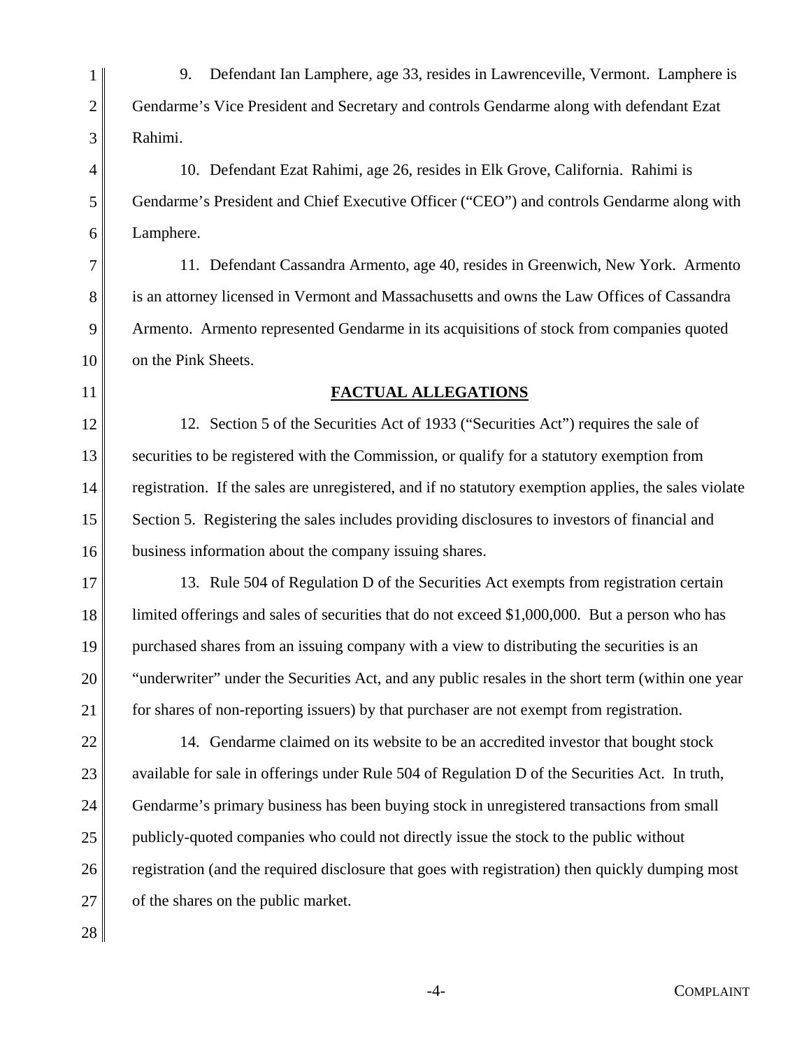9. Defendant Ian Lamphere, age 33, resides in Lawrenceville, Vermont. Lamphere is Gendarme's Vice President and Secretary and controls Gendarme along with defendant Ezat Rahimi.

10. Defendant Ezat Rahimi, age 26, resides in Elk Grove, California. Rahimi is Gendarme's President and Chief Executive Officer ("CEO") and controls Gendarme along with Lamphere.

11. Defendant Cassandra Armento, age 40, resides in Greenwich, New York. Armento is an attorney licensed in Vermont and Massachusetts and owns the Law Offices of Cassandra Armento. Armento represented Gendarme in its acquisitions of stock from companies quoted on the Pink Sheets.

## FACTUAL ALLEGATIONS

12. Section 5 of the Securities Act of 1933 ("Securities Act") requires the sale of securities to be registered with the Commission, or qualify for a statutory exemption from registration. If the sales are unregistered, and if no statutory exemption applies, the sales violate Section 5. Registering the sales includes providing disclosures to investors of financial and business information about the company issuing shares.

13. Rule 504 of Regulation D of the Securities Act exempts from registration certain limited offerings and sales of securities that do not exceed $1,000,000. But a person who has purchased shares from an issuing company with a view to distributing the securities is an "underwriter" under the Securities Act, and any public resales in the short term (within one year for shares of non-reporting issuers) by that purchaser are not exempt from registration.

14. Gendarme claimed on its website to be an accredited investor that bought stock available for sale in offerings under Rule 504 of Regulation D of the Securities Act. In truth, Gendarme's primary business has been buying stock in unregistered transactions from small publicly-quoted companies who could not directly issue the stock to the public without registration (and the required disclosure that goes with registration) then quickly dumping most of the shares on the public market.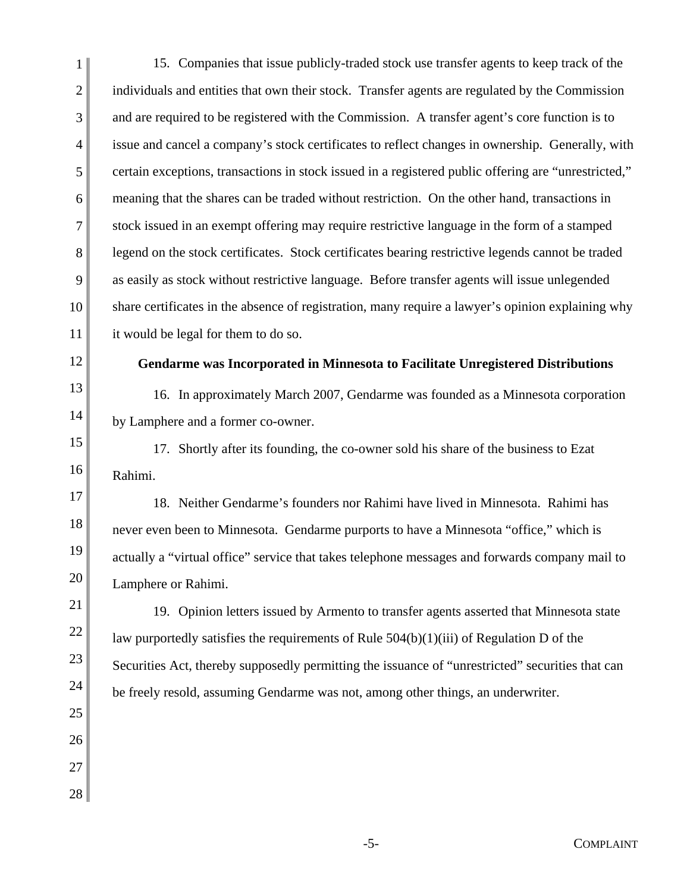15. Companies that issue publicly-traded stock use transfer agents to keep track of the individuals and entities that own their stock. Transfer agents are regulated by the Commission and are required to be registered with the Commission. A transfer agent's core function is to issue and cancel a company's stock certificates to reflect changes in ownership. Generally, with certain exceptions, transactions in stock issued in a registered public offering are "unrestricted," meaning that the shares can be traded without restriction. On the other hand, transactions in stock issued in an exempt offering may require restrictive language in the form of a stamped legend on the stock certificates. Stock certificates bearing restrictive legends cannot be traded as easily as stock without restrictive language. Before transfer agents will issue unlegended share certificates in the absence of registration, many require a lawyer's opinion explaining why it would be legal for them to do so.

**Gendarme was Incorporated in Minnesota to Facilitate Unregistered Distributions**

16. In approximately March 2007, Gendarme was founded as a Minnesota corporation by Lamphere and a former co-owner.

17. Shortly after its founding, the co-owner sold his share of the business to Ezat Rahimi.

18. Neither Gendarme's founders nor Rahimi have lived in Minnesota. Rahimi has never even been to Minnesota. Gendarme purports to have a Minnesota "office," which is actually a "virtual office" service that takes telephone messages and forwards company mail to Lamphere or Rahimi.

19. Opinion letters issued by Armento to transfer agents asserted that Minnesota state law purportedly satisfies the requirements of Rule 504(b)(1)(iii) of Regulation D of the Securities Act, thereby supposedly permitting the issuance of "unrestricted" securities that can be freely resold, assuming Gendarme was not, among other things, an underwriter.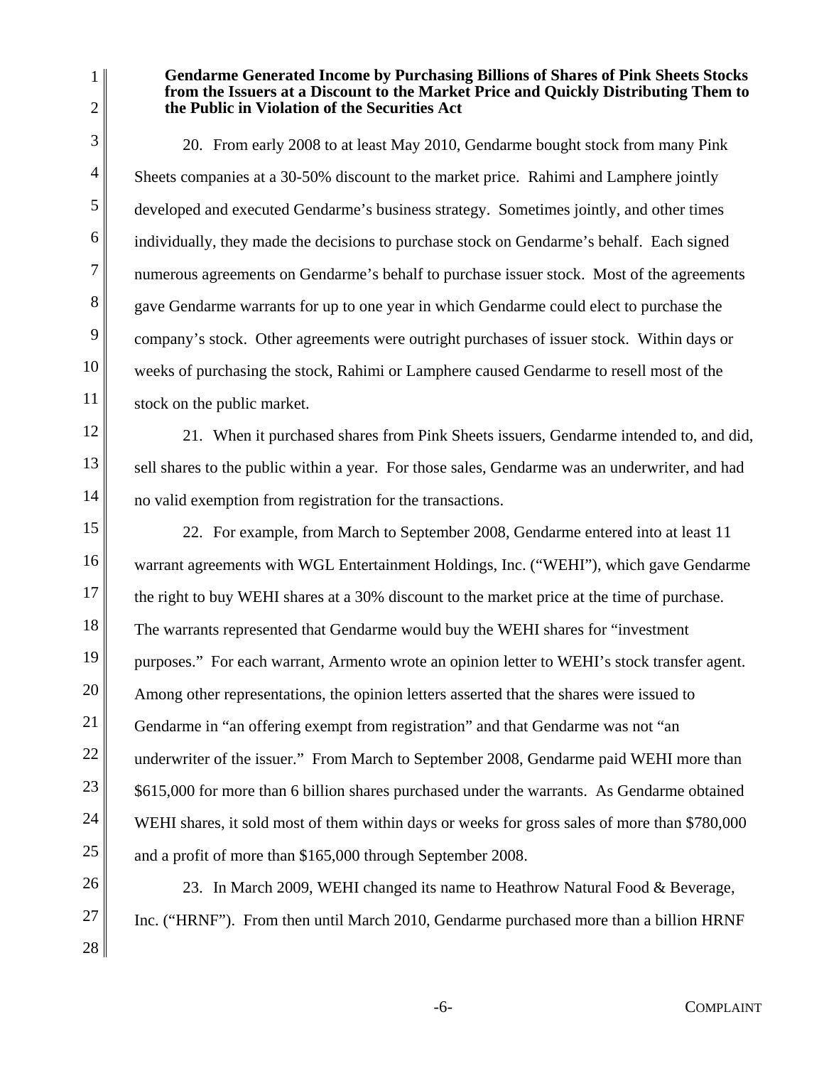**Gendarme Generated Income by Purchasing Billions of Shares of Pink Sheets Stocks from the Issuers at a Discount to the Market Price and Quickly Distributing Them to the Public in Violation of the Securities Act**

20. From early 2008 to at least May 2010, Gendarme bought stock from many Pink Sheets companies at a 30-50% discount to the market price. Rahimi and Lamphere jointly developed and executed Gendarme's business strategy. Sometimes jointly, and other times individually, they made the decisions to purchase stock on Gendarme's behalf. Each signed numerous agreements on Gendarme's behalf to purchase issuer stock. Most of the agreements gave Gendarme warrants for up to one year in which Gendarme could elect to purchase the company's stock. Other agreements were outright purchases of issuer stock. Within days or weeks of purchasing the stock, Rahimi or Lamphere caused Gendarme to resell most of the stock on the public market.

21. When it purchased shares from Pink Sheets issuers, Gendarme intended to, and did, sell shares to the public within a year. For those sales, Gendarme was an underwriter, and had no valid exemption from registration for the transactions.

22. For example, from March to September 2008, Gendarme entered into at least 11 warrant agreements with WGL Entertainment Holdings, Inc. ("WEHI"), which gave Gendarme the right to buy WEHI shares at a 30% discount to the market price at the time of purchase. The warrants represented that Gendarme would buy the WEHI shares for "investment purposes." For each warrant, Armento wrote an opinion letter to WEHI's stock transfer agent. Among other representations, the opinion letters asserted that the shares were issued to Gendarme in "an offering exempt from registration" and that Gendarme was not "an underwriter of the issuer." From March to September 2008, Gendarme paid WEHI more than $615,000 for more than 6 billion shares purchased under the warrants. As Gendarme obtained WEHI shares, it sold most of them within days or weeks for gross sales of more than $780,000 and a profit of more than $165,000 through September 2008.

23. In March 2009, WEHI changed its name to Heathrow Natural Food & Beverage, Inc. ("HRNF"). From then until March 2010, Gendarme purchased more than a billion HRNF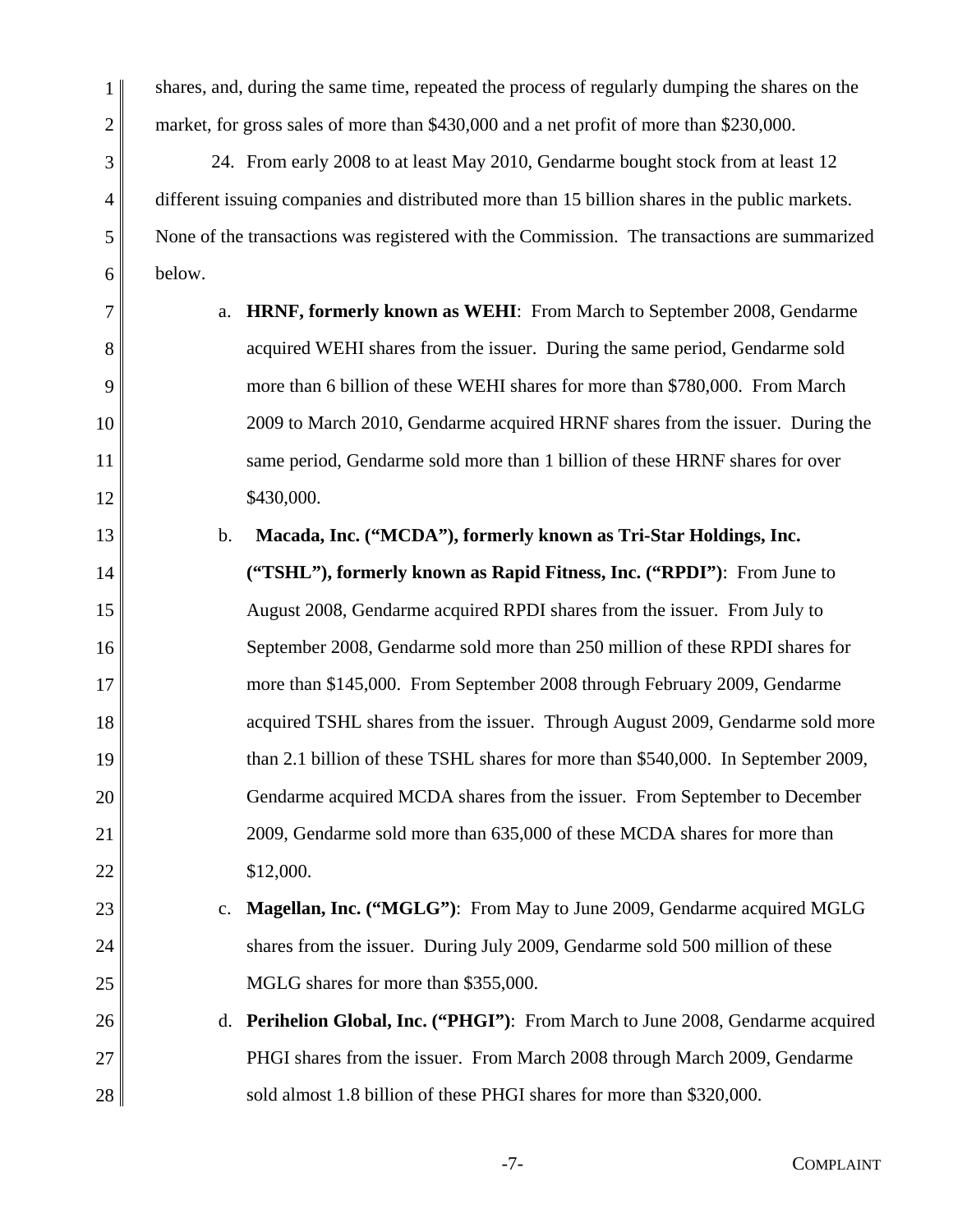shares, and, during the same time, repeated the process of regularly dumping the shares on the market, for gross sales of more than $430,000 and a net profit of more than $230,000.

24. From early 2008 to at least May 2010, Gendarme bought stock from at least 12 different issuing companies and distributed more than 15 billion shares in the public markets. None of the transactions was registered with the Commission. The transactions are summarized below.

a. **HRNF, formerly known as WEHI**: From March to September 2008, Gendarme acquired WEHI shares from the issuer. During the same period, Gendarme sold more than 6 billion of these WEHI shares for more than $780,000. From March 2009 to March 2010, Gendarme acquired HRNF shares from the issuer. During the same period, Gendarme sold more than 1 billion of these HRNF shares for over $430,000.

b. **Macada, Inc. ("MCDA"), formerly known as Tri-Star Holdings, Inc. ("TSHL"), formerly known as Rapid Fitness, Inc. ("RPDI")**: From June to August 2008, Gendarme acquired RPDI shares from the issuer. From July to September 2008, Gendarme sold more than 250 million of these RPDI shares for more than $145,000. From September 2008 through February 2009, Gendarme acquired TSHL shares from the issuer. Through August 2009, Gendarme sold more than 2.1 billion of these TSHL shares for more than $540,000. In September 2009, Gendarme acquired MCDA shares from the issuer. From September to December 2009, Gendarme sold more than 635,000 of these MCDA shares for more than $12,000.

c. **Magellan, Inc. ("MGLG")**: From May to June 2009, Gendarme acquired MGLG shares from the issuer. During July 2009, Gendarme sold 500 million of these MGLG shares for more than $355,000.

d. **Perihelion Global, Inc. ("PHGI")**: From March to June 2008, Gendarme acquired PHGI shares from the issuer. From March 2008 through March 2009, Gendarme sold almost 1.8 billion of these PHGI shares for more than $320,000.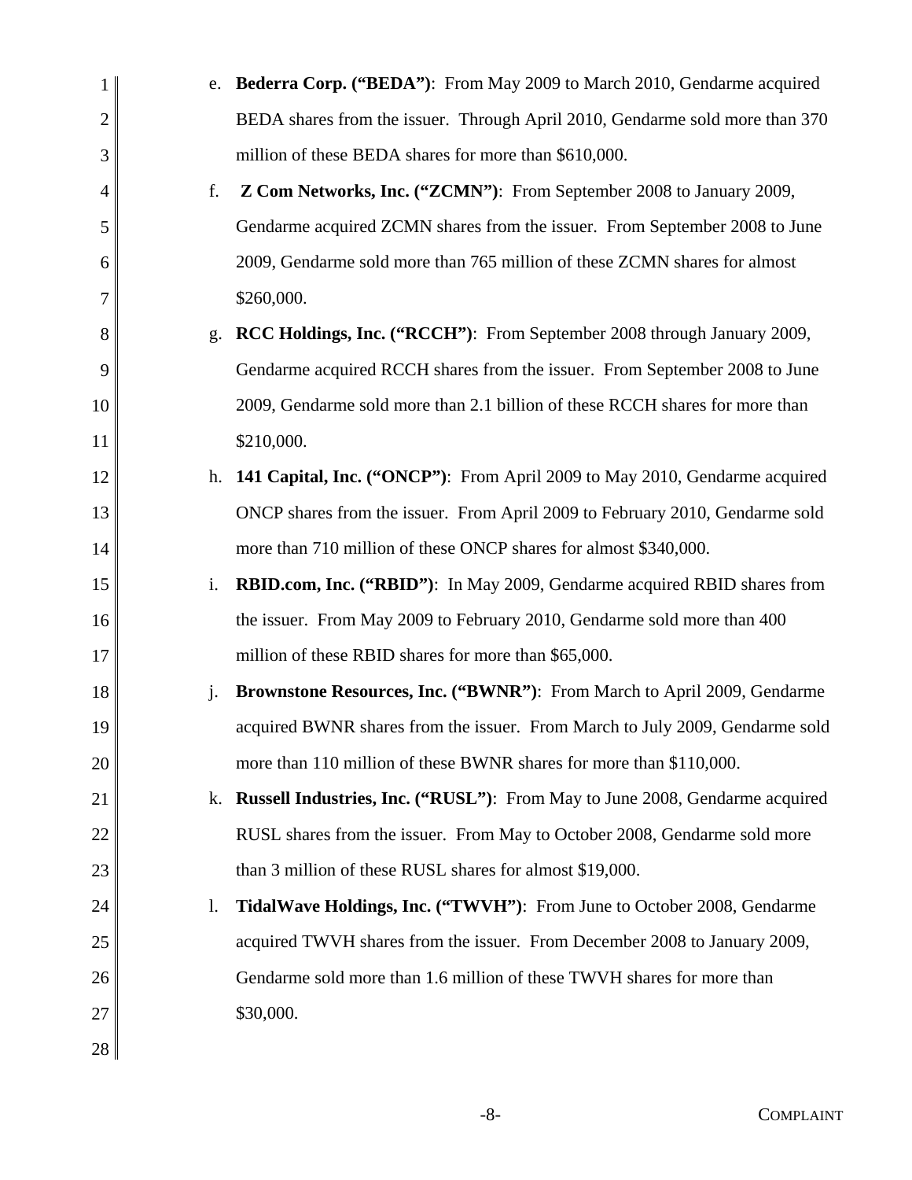e. **Bederra Corp. ("BEDA")**: From May 2009 to March 2010, Gendarme acquired BEDA shares from the issuer. Through April 2010, Gendarme sold more than 370 million of these BEDA shares for more than $610,000.

f. **Z Com Networks, Inc. ("ZCMN")**: From September 2008 to January 2009, Gendarme acquired ZCMN shares from the issuer. From September 2008 to June 2009, Gendarme sold more than 765 million of these ZCMN shares for almost $260,000.

g. **RCC Holdings, Inc. ("RCCH")**: From September 2008 through January 2009, Gendarme acquired RCCH shares from the issuer. From September 2008 to June 2009, Gendarme sold more than 2.1 billion of these RCCH shares for more than $210,000.

h. **141 Capital, Inc. ("ONCP")**: From April 2009 to May 2010, Gendarme acquired ONCP shares from the issuer. From April 2009 to February 2010, Gendarme sold more than 710 million of these ONCP shares for almost $340,000.

i. **RBID.com, Inc. ("RBID")**: In May 2009, Gendarme acquired RBID shares from the issuer. From May 2009 to February 2010, Gendarme sold more than 400 million of these RBID shares for more than $65,000.

j. **Brownstone Resources, Inc. ("BWNR")**: From March to April 2009, Gendarme acquired BWNR shares from the issuer. From March to July 2009, Gendarme sold more than 110 million of these BWNR shares for more than $110,000.

k. **Russell Industries, Inc. ("RUSL")**: From May to June 2008, Gendarme acquired RUSL shares from the issuer. From May to October 2008, Gendarme sold more than 3 million of these RUSL shares for almost $19,000.

l. **TidalWave Holdings, Inc. ("TWVH")**: From June to October 2008, Gendarme acquired TWVH shares from the issuer. From December 2008 to January 2009, Gendarme sold more than 1.6 million of these TWVH shares for more than $30,000.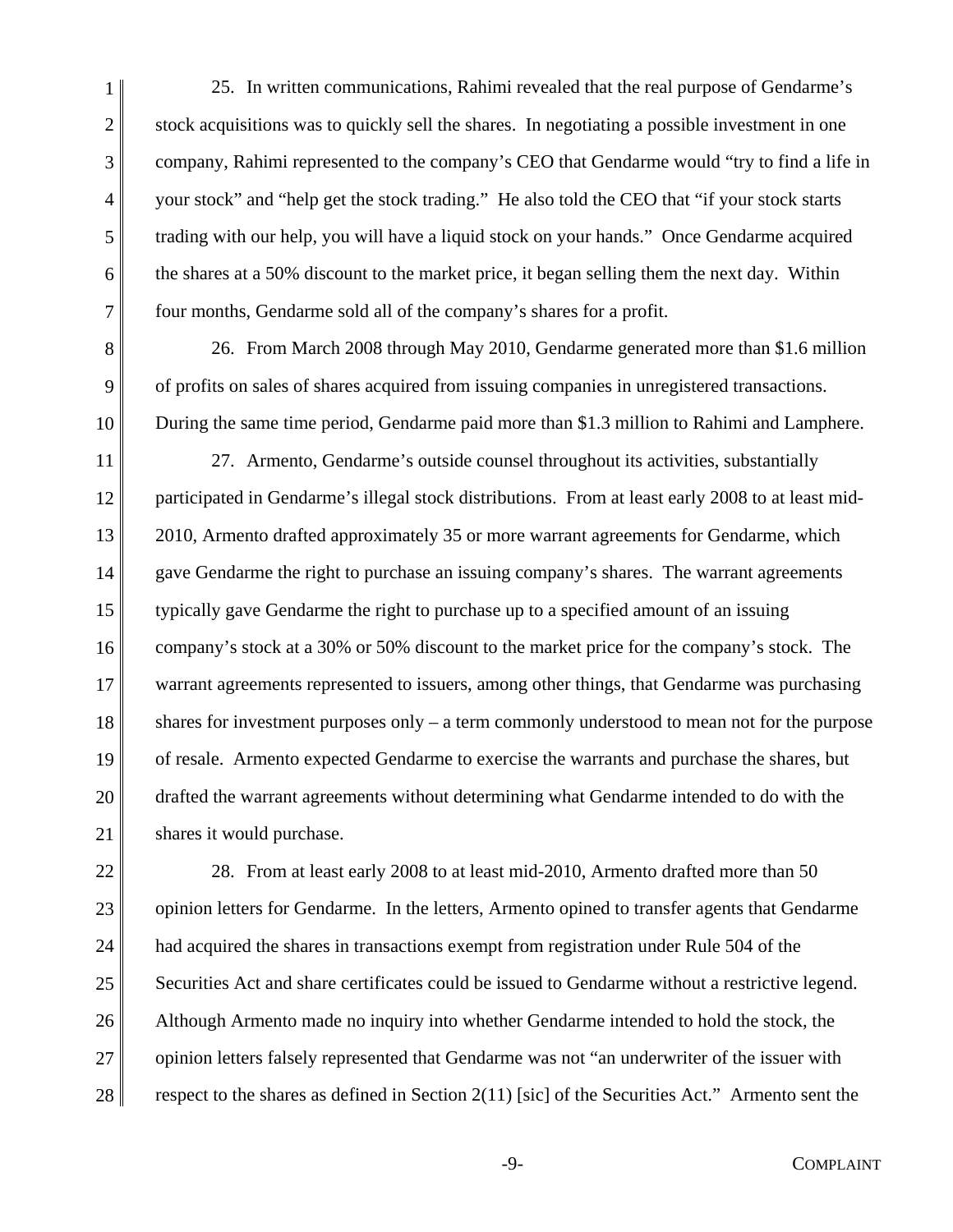25. In written communications, Rahimi revealed that the real purpose of Gendarme's stock acquisitions was to quickly sell the shares. In negotiating a possible investment in one company, Rahimi represented to the company's CEO that Gendarme would "try to find a life in your stock" and "help get the stock trading." He also told the CEO that "if your stock starts trading with our help, you will have a liquid stock on your hands." Once Gendarme acquired the shares at a 50% discount to the market price, it began selling them the next day. Within four months, Gendarme sold all of the company's shares for a profit.

26. From March 2008 through May 2010, Gendarme generated more than $1.6 million of profits on sales of shares acquired from issuing companies in unregistered transactions. During the same time period, Gendarme paid more than $1.3 million to Rahimi and Lamphere.

27. Armento, Gendarme's outside counsel throughout its activities, substantially participated in Gendarme's illegal stock distributions. From at least early 2008 to at least mid-2010, Armento drafted approximately 35 or more warrant agreements for Gendarme, which gave Gendarme the right to purchase an issuing company's shares. The warrant agreements typically gave Gendarme the right to purchase up to a specified amount of an issuing company's stock at a 30% or 50% discount to the market price for the company's stock. The warrant agreements represented to issuers, among other things, that Gendarme was purchasing shares for investment purposes only – a term commonly understood to mean not for the purpose of resale. Armento expected Gendarme to exercise the warrants and purchase the shares, but drafted the warrant agreements without determining what Gendarme intended to do with the shares it would purchase.

28. From at least early 2008 to at least mid-2010, Armento drafted more than 50 opinion letters for Gendarme. In the letters, Armento opined to transfer agents that Gendarme had acquired the shares in transactions exempt from registration under Rule 504 of the Securities Act and share certificates could be issued to Gendarme without a restrictive legend. Although Armento made no inquiry into whether Gendarme intended to hold the stock, the opinion letters falsely represented that Gendarme was not "an underwriter of the issuer with respect to the shares as defined in Section 2(11) [sic] of the Securities Act." Armento sent the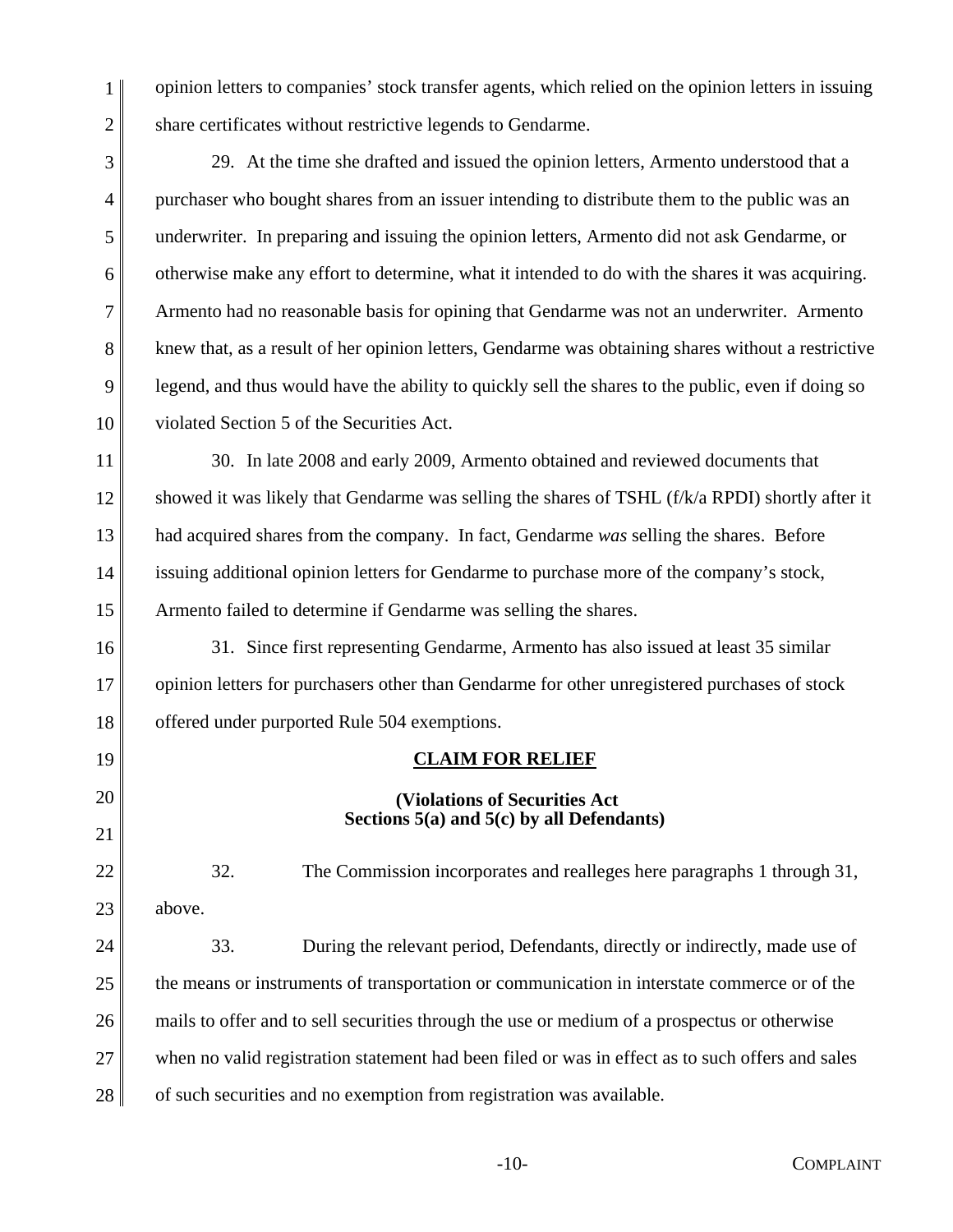opinion letters to companies' stock transfer agents, which relied on the opinion letters in issuing share certificates without restrictive legends to Gendarme.

29. At the time she drafted and issued the opinion letters, Armento understood that a purchaser who bought shares from an issuer intending to distribute them to the public was an underwriter. In preparing and issuing the opinion letters, Armento did not ask Gendarme, or otherwise make any effort to determine, what it intended to do with the shares it was acquiring. Armento had no reasonable basis for opining that Gendarme was not an underwriter. Armento knew that, as a result of her opinion letters, Gendarme was obtaining shares without a restrictive legend, and thus would have the ability to quickly sell the shares to the public, even if doing so violated Section 5 of the Securities Act.

30. In late 2008 and early 2009, Armento obtained and reviewed documents that showed it was likely that Gendarme was selling the shares of TSHL (f/k/a RPDI) shortly after it had acquired shares from the company. In fact, Gendarme *was* selling the shares. Before issuing additional opinion letters for Gendarme to purchase more of the company's stock, Armento failed to determine if Gendarme was selling the shares.

31. Since first representing Gendarme, Armento has also issued at least 35 similar opinion letters for purchasers other than Gendarme for other unregistered purchases of stock offered under purported Rule 504 exemptions.

## CLAIM FOR RELIEF

### (Violations of Securities Act Sections 5(a) and 5(c) by all Defendants)

32. The Commission incorporates and realleges here paragraphs 1 through 31, above.

33. During the relevant period, Defendants, directly or indirectly, made use of the means or instruments of transportation or communication in interstate commerce or of the mails to offer and to sell securities through the use or medium of a prospectus or otherwise when no valid registration statement had been filed or was in effect as to such offers and sales of such securities and no exemption from registration was available.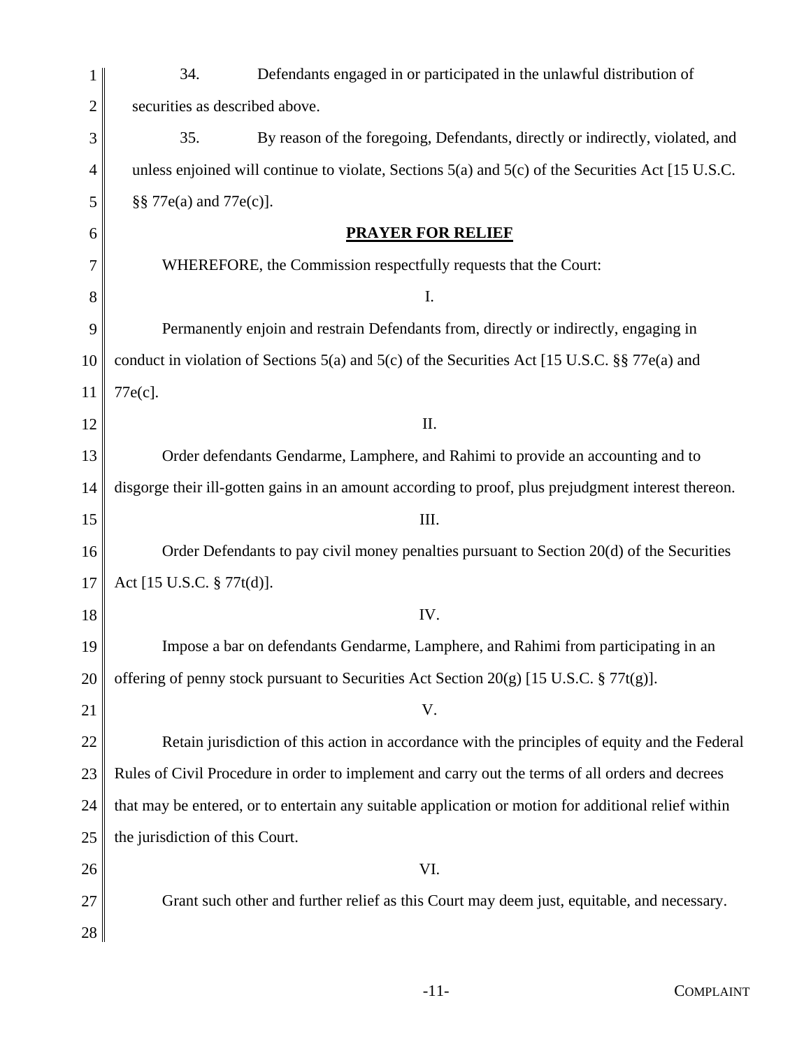34. Defendants engaged in or participated in the unlawful distribution of securities as described above.

35. By reason of the foregoing, Defendants, directly or indirectly, violated, and unless enjoined will continue to violate, Sections 5(a) and 5(c) of the Securities Act [15 U.S.C. §§ 77e(a) and 77e(c)].

## PRAYER FOR RELIEF

WHEREFORE, the Commission respectfully requests that the Court:

I.

Permanently enjoin and restrain Defendants from, directly or indirectly, engaging in conduct in violation of Sections 5(a) and 5(c) of the Securities Act [15 U.S.C. §§ 77e(a) and 77e(c].

II.

Order defendants Gendarme, Lamphere, and Rahimi to provide an accounting and to disgorge their ill-gotten gains in an amount according to proof, plus prejudgment interest thereon.

III.

Order Defendants to pay civil money penalties pursuant to Section 20(d) of the Securities Act [15 U.S.C. § 77t(d)].

IV.

Impose a bar on defendants Gendarme, Lamphere, and Rahimi from participating in an offering of penny stock pursuant to Securities Act Section 20(g) [15 U.S.C. § 77t(g)].

V.

Retain jurisdiction of this action in accordance with the principles of equity and the Federal Rules of Civil Procedure in order to implement and carry out the terms of all orders and decrees that may be entered, or to entertain any suitable application or motion for additional relief within the jurisdiction of this Court.

VI.

Grant such other and further relief as this Court may deem just, equitable, and necessary.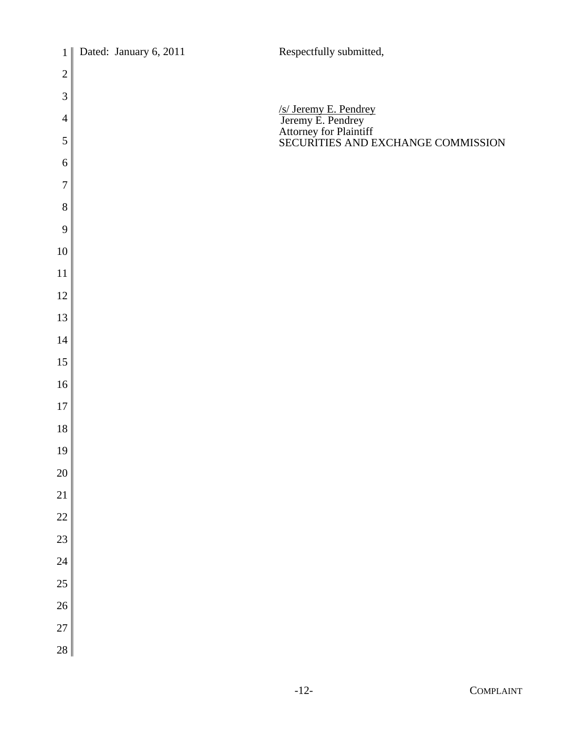Dated: January 6, 2011

Respectfully submitted,

/s/ Jeremy E. Pendrey
Jeremy E. Pendrey
Attorney for Plaintiff
SECURITIES AND EXCHANGE COMMISSION